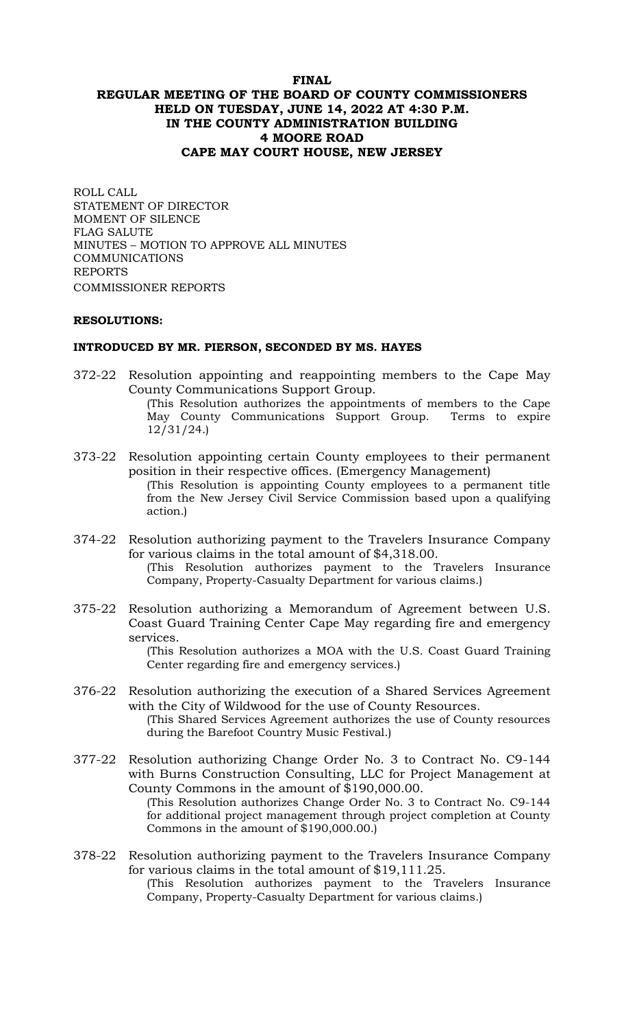# FINAL
## REGULAR MEETING OF THE BOARD OF COUNTY COMMISSIONERS
## HELD ON TUESDAY, JUNE 14, 2022 AT 4:30 P.M.
## IN THE COUNTY ADMINISTRATION BUILDING
## 4 MOORE ROAD
## CAPE MAY COURT HOUSE, NEW JERSEY

ROLL CALL
STATEMENT OF DIRECTOR
MOMENT OF SILENCE
FLAG SALUTE
MINUTES – MOTION TO APPROVE ALL MINUTES
COMMUNICATIONS
REPORTS
COMMISSIONER REPORTS

**RESOLUTIONS:**

**INTRODUCED BY MR. PIERSON, SECONDED BY MS. HAYES**

372-22 Resolution appointing and reappointing members to the Cape May County Communications Support Group.
(This Resolution authorizes the appointments of members to the Cape May County Communications Support Group. Terms to expire 12/31/24.)

373-22 Resolution appointing certain County employees to their permanent position in their respective offices. (Emergency Management)
(This Resolution is appointing County employees to a permanent title from the New Jersey Civil Service Commission based upon a qualifying action.)

374-22 Resolution authorizing payment to the Travelers Insurance Company for various claims in the total amount of $4,318.00.
(This Resolution authorizes payment to the Travelers Insurance Company, Property-Casualty Department for various claims.)

375-22 Resolution authorizing a Memorandum of Agreement between U.S. Coast Guard Training Center Cape May regarding fire and emergency services.
(This Resolution authorizes a MOA with the U.S. Coast Guard Training Center regarding fire and emergency services.)

376-22 Resolution authorizing the execution of a Shared Services Agreement with the City of Wildwood for the use of County Resources.
(This Shared Services Agreement authorizes the use of County resources during the Barefoot Country Music Festival.)

377-22 Resolution authorizing Change Order No. 3 to Contract No. C9-144 with Burns Construction Consulting, LLC for Project Management at County Commons in the amount of $190,000.00.
(This Resolution authorizes Change Order No. 3 to Contract No. C9-144 for additional project management through project completion at County Commons in the amount of $190,000.00.)

378-22 Resolution authorizing payment to the Travelers Insurance Company for various claims in the total amount of $19,111.25.
(This Resolution authorizes payment to the Travelers Insurance Company, Property-Casualty Department for various claims.)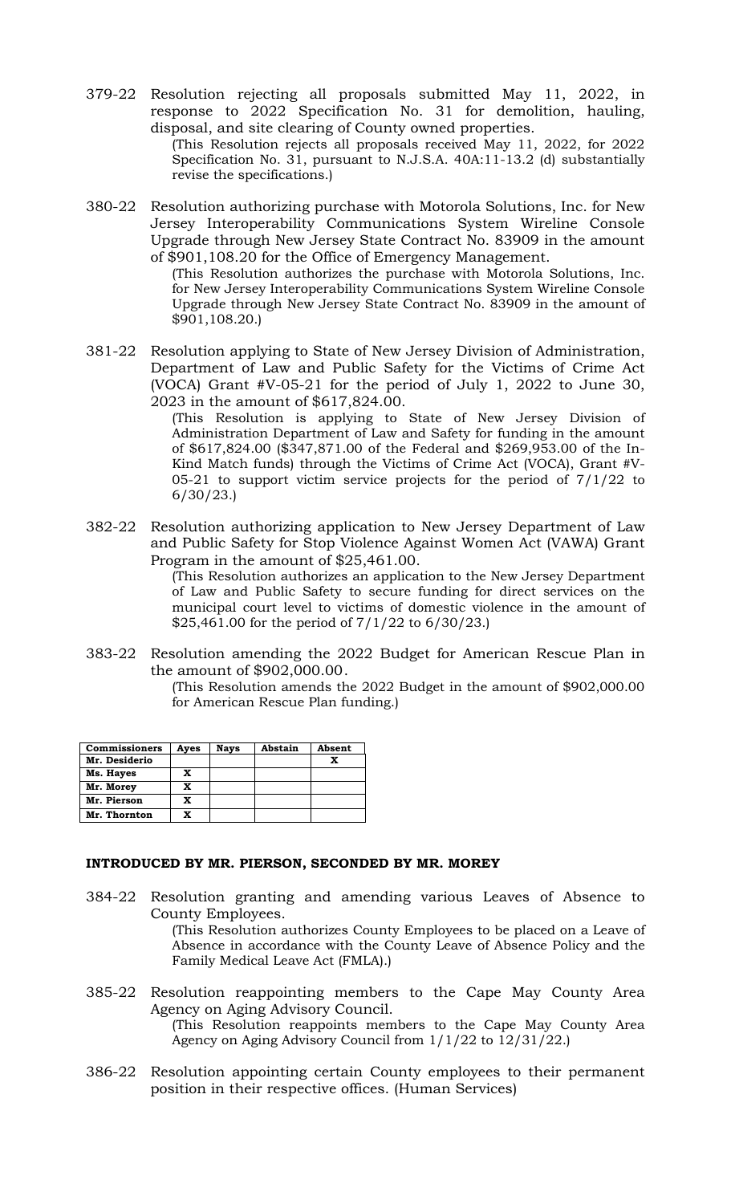379-22 Resolution rejecting all proposals submitted May 11, 2022, in response to 2022 Specification No. 31 for demolition, hauling, disposal, and site clearing of County owned properties.

(This Resolution rejects all proposals received May 11, 2022, for 2022 Specification No. 31, pursuant to N.J.S.A. 40A:11-13.2 (d) substantially revise the specifications.)

380-22 Resolution authorizing purchase with Motorola Solutions, Inc. for New Jersey Interoperability Communications System Wireline Console Upgrade through New Jersey State Contract No. 83909 in the amount of $901,108.20 for the Office of Emergency Management.

(This Resolution authorizes the purchase with Motorola Solutions, Inc. for New Jersey Interoperability Communications System Wireline Console Upgrade through New Jersey State Contract No. 83909 in the amount of $901,108.20.)

381-22 Resolution applying to State of New Jersey Division of Administration, Department of Law and Public Safety for the Victims of Crime Act (VOCA) Grant #V-05-21 for the period of July 1, 2022 to June 30, 2023 in the amount of $617,824.00.

(This Resolution is applying to State of New Jersey Division of Administration Department of Law and Safety for funding in the amount of $617,824.00 ($347,871.00 of the Federal and $269,953.00 of the In-Kind Match funds) through the Victims of Crime Act (VOCA), Grant #V-05-21 to support victim service projects for the period of 7/1/22 to 6/30/23.)

382-22 Resolution authorizing application to New Jersey Department of Law and Public Safety for Stop Violence Against Women Act (VAWA) Grant Program in the amount of $25,461.00.

(This Resolution authorizes an application to the New Jersey Department of Law and Public Safety to secure funding for direct services on the municipal court level to victims of domestic violence in the amount of $25,461.00 for the period of 7/1/22 to 6/30/23.)

383-22 Resolution amending the 2022 Budget for American Rescue Plan in the amount of $902,000.00.

(This Resolution amends the 2022 Budget in the amount of $902,000.00 for American Rescue Plan funding.)

| Commissioners | Ayes | Nays | Abstain | Absent |
|---|---|---|---|---|
| Mr. Desiderio | | | | X |
| Ms. Hayes | X | | | |
| Mr. Morey | X | | | |
| Mr. Pierson | X | | | |
| Mr. Thornton | X | | | |

**INTRODUCED BY MR. PIERSON, SECONDED BY MR. MOREY**

384-22 Resolution granting and amending various Leaves of Absence to County Employees.

(This Resolution authorizes County Employees to be placed on a Leave of Absence in accordance with the County Leave of Absence Policy and the Family Medical Leave Act (FMLA).)

385-22 Resolution reappointing members to the Cape May County Area Agency on Aging Advisory Council.

(This Resolution reappoints members to the Cape May County Area Agency on Aging Advisory Council from 1/1/22 to 12/31/22.)

386-22 Resolution appointing certain County employees to their permanent position in their respective offices. (Human Services)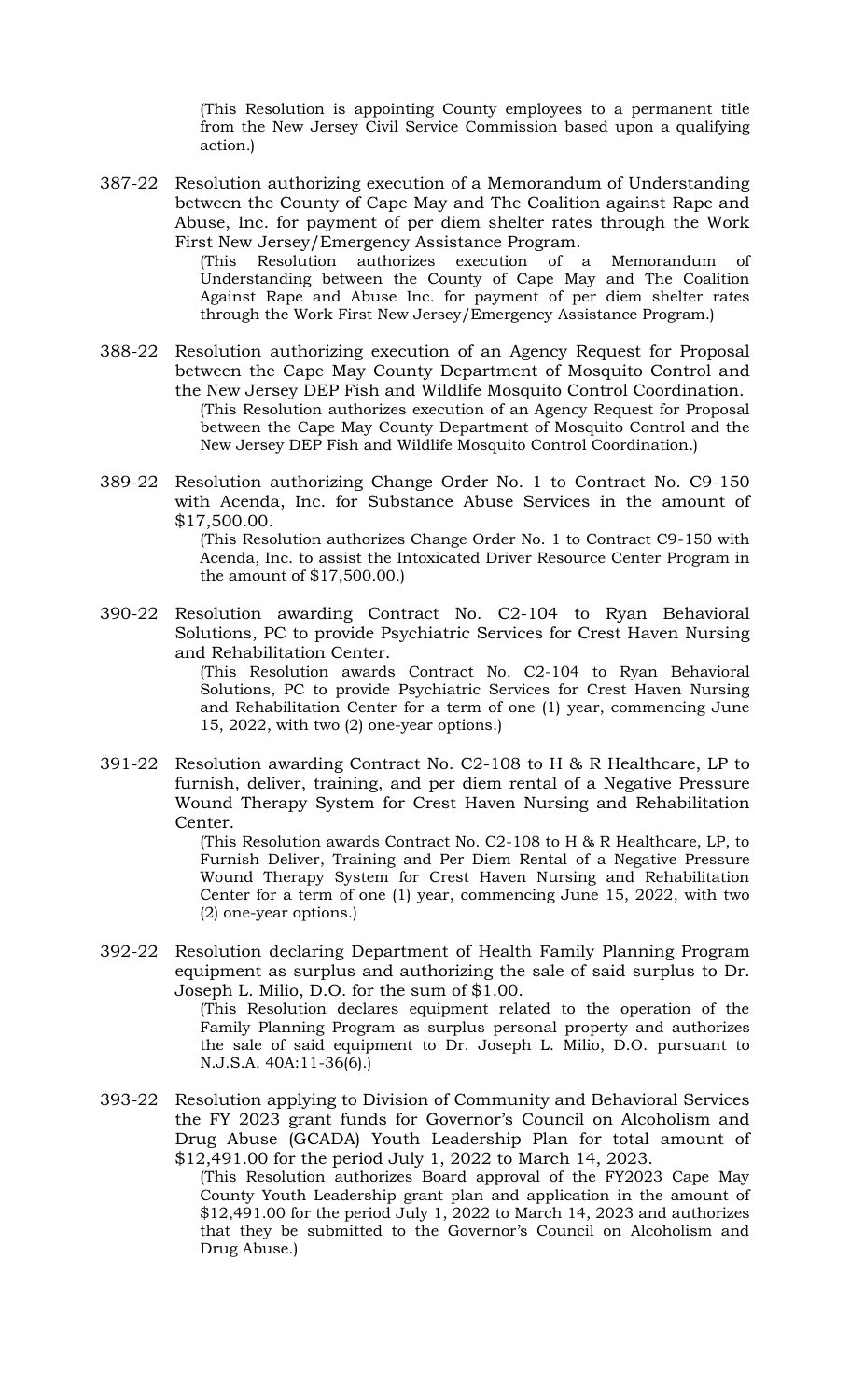(This Resolution is appointing County employees to a permanent title from the New Jersey Civil Service Commission based upon a qualifying action.)

387-22 Resolution authorizing execution of a Memorandum of Understanding between the County of Cape May and The Coalition against Rape and Abuse, Inc. for payment of per diem shelter rates through the Work First New Jersey/Emergency Assistance Program.

(This Resolution authorizes execution of a Memorandum of Understanding between the County of Cape May and The Coalition Against Rape and Abuse Inc. for payment of per diem shelter rates through the Work First New Jersey/Emergency Assistance Program.)

388-22 Resolution authorizing execution of an Agency Request for Proposal between the Cape May County Department of Mosquito Control and the New Jersey DEP Fish and Wildlife Mosquito Control Coordination.

(This Resolution authorizes execution of an Agency Request for Proposal between the Cape May County Department of Mosquito Control and the New Jersey DEP Fish and Wildlife Mosquito Control Coordination.)

389-22 Resolution authorizing Change Order No. 1 to Contract No. C9-150 with Acenda, Inc. for Substance Abuse Services in the amount of $17,500.00.

(This Resolution authorizes Change Order No. 1 to Contract C9-150 with Acenda, Inc. to assist the Intoxicated Driver Resource Center Program in the amount of $17,500.00.)

390-22 Resolution awarding Contract No. C2-104 to Ryan Behavioral Solutions, PC to provide Psychiatric Services for Crest Haven Nursing and Rehabilitation Center.

(This Resolution awards Contract No. C2-104 to Ryan Behavioral Solutions, PC to provide Psychiatric Services for Crest Haven Nursing and Rehabilitation Center for a term of one (1) year, commencing June 15, 2022, with two (2) one-year options.)

391-22 Resolution awarding Contract No. C2-108 to H & R Healthcare, LP to furnish, deliver, training, and per diem rental of a Negative Pressure Wound Therapy System for Crest Haven Nursing and Rehabilitation Center.

(This Resolution awards Contract No. C2-108 to H & R Healthcare, LP, to Furnish Deliver, Training and Per Diem Rental of a Negative Pressure Wound Therapy System for Crest Haven Nursing and Rehabilitation Center for a term of one (1) year, commencing June 15, 2022, with two (2) one-year options.)

392-22 Resolution declaring Department of Health Family Planning Program equipment as surplus and authorizing the sale of said surplus to Dr. Joseph L. Milio, D.O. for the sum of $1.00.

(This Resolution declares equipment related to the operation of the Family Planning Program as surplus personal property and authorizes the sale of said equipment to Dr. Joseph L. Milio, D.O. pursuant to N.J.S.A. 40A:11-36(6).)

393-22 Resolution applying to Division of Community and Behavioral Services the FY 2023 grant funds for Governor's Council on Alcoholism and Drug Abuse (GCADA) Youth Leadership Plan for total amount of $12,491.00 for the period July 1, 2022 to March 14, 2023.

(This Resolution authorizes Board approval of the FY2023 Cape May County Youth Leadership grant plan and application in the amount of $12,491.00 for the period July 1, 2022 to March 14, 2023 and authorizes that they be submitted to the Governor's Council on Alcoholism and Drug Abuse.)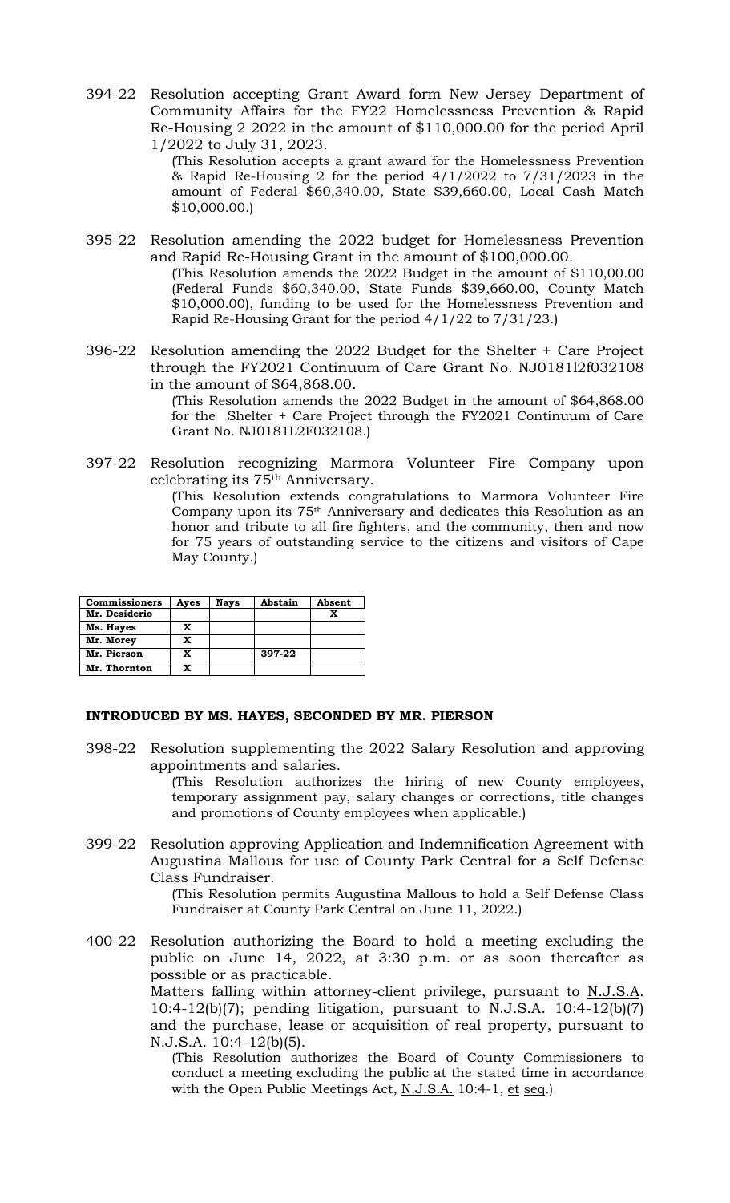394-22 Resolution accepting Grant Award form New Jersey Department of Community Affairs for the FY22 Homelessness Prevention & Rapid Re-Housing 2 2022 in the amount of $110,000.00 for the period April 1/2022 to July 31, 2023.

(This Resolution accepts a grant award for the Homelessness Prevention & Rapid Re-Housing 2 for the period 4/1/2022 to 7/31/2023 in the amount of Federal $60,340.00, State $39,660.00, Local Cash Match $10,000.00.)

395-22 Resolution amending the 2022 budget for Homelessness Prevention and Rapid Re-Housing Grant in the amount of $100,000.00.

(This Resolution amends the 2022 Budget in the amount of $110,00.00 (Federal Funds $60,340.00, State Funds $39,660.00, County Match $10,000.00), funding to be used for the Homelessness Prevention and Rapid Re-Housing Grant for the period 4/1/22 to 7/31/23.)

396-22 Resolution amending the 2022 Budget for the Shelter + Care Project through the FY2021 Continuum of Care Grant No. NJ0181l2f032108 in the amount of $64,868.00.

(This Resolution amends the 2022 Budget in the amount of $64,868.00 for the Shelter + Care Project through the FY2021 Continuum of Care Grant No. NJ0181L2F032108.)

397-22 Resolution recognizing Marmora Volunteer Fire Company upon celebrating its 75th Anniversary.

(This Resolution extends congratulations to Marmora Volunteer Fire Company upon its 75th Anniversary and dedicates this Resolution as an honor and tribute to all fire fighters, and the community, then and now for 75 years of outstanding service to the citizens and visitors of Cape May County.)

| Commissioners | Ayes | Nays | Abstain | Absent |
|---|---|---|---|---|
| Mr. Desiderio | | | | X |
| Ms. Hayes | X | | | |
| Mr. Morey | X | | | |
| Mr. Pierson | X | | 397-22 | |
| Mr. Thornton | X | | | |

**INTRODUCED BY MS. HAYES, SECONDED BY MR. PIERSON**

398-22 Resolution supplementing the 2022 Salary Resolution and approving appointments and salaries.

(This Resolution authorizes the hiring of new County employees, temporary assignment pay, salary changes or corrections, title changes and promotions of County employees when applicable.)

399-22 Resolution approving Application and Indemnification Agreement with Augustina Mallous for use of County Park Central for a Self Defense Class Fundraiser.

(This Resolution permits Augustina Mallous to hold a Self Defense Class Fundraiser at County Park Central on June 11, 2022.)

400-22 Resolution authorizing the Board to hold a meeting excluding the public on June 14, 2022, at 3:30 p.m. or as soon thereafter as possible or as practicable.

Matters falling within attorney-client privilege, pursuant to N.J.S.A. 10:4-12(b)(7); pending litigation, pursuant to N.J.S.A. 10:4-12(b)(7) and the purchase, lease or acquisition of real property, pursuant to N.J.S.A. 10:4-12(b)(5).

(This Resolution authorizes the Board of County Commissioners to conduct a meeting excluding the public at the stated time in accordance with the Open Public Meetings Act, N.J.S.A. 10:4-1, et seq.)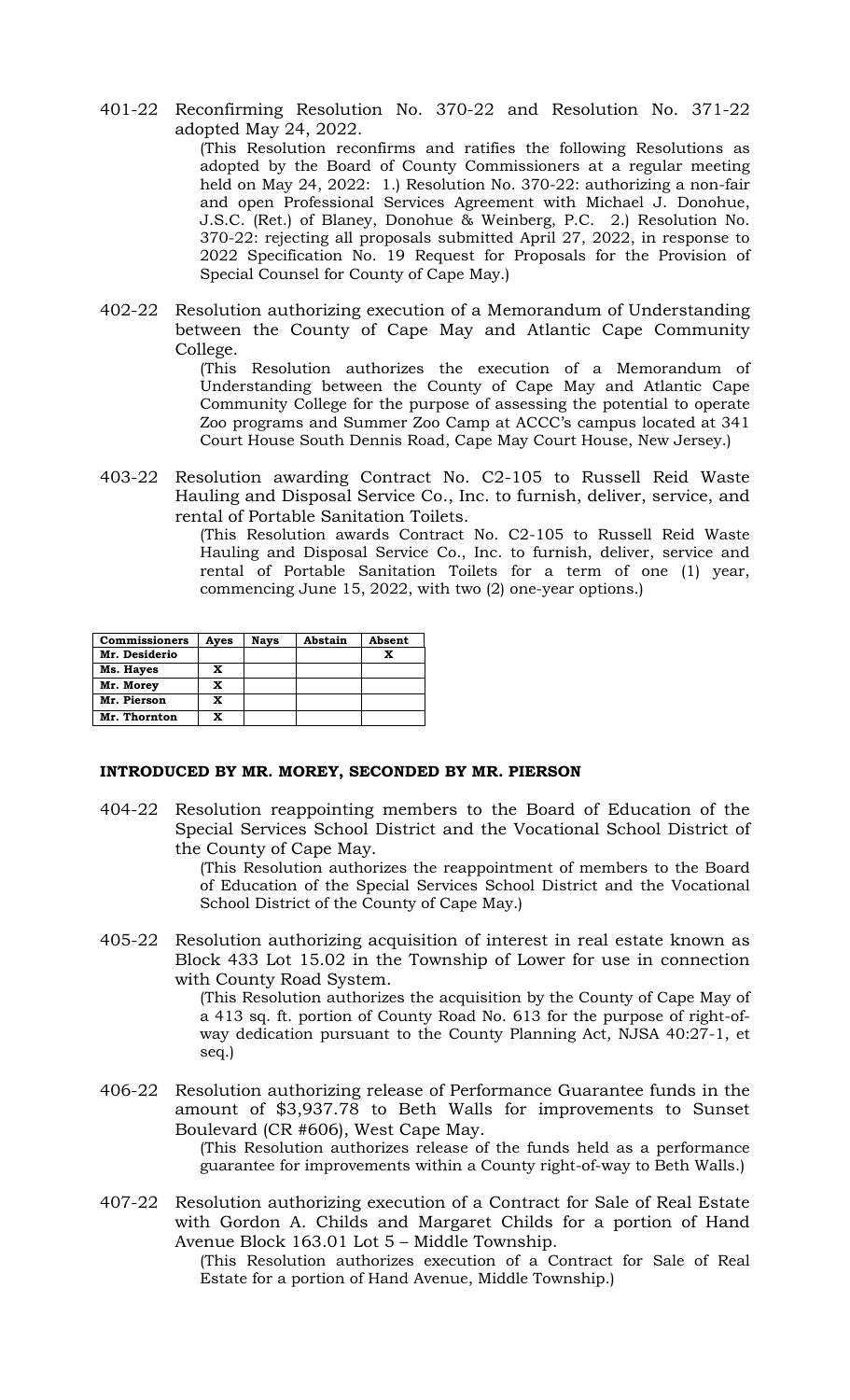401-22 Reconfirming Resolution No. 370-22 and Resolution No. 371-22 adopted May 24, 2022.

(This Resolution reconfirms and ratifies the following Resolutions as adopted by the Board of County Commissioners at a regular meeting held on May 24, 2022: 1.) Resolution No. 370-22: authorizing a non-fair and open Professional Services Agreement with Michael J. Donohue, J.S.C. (Ret.) of Blaney, Donohue & Weinberg, P.C. 2.) Resolution No. 370-22: rejecting all proposals submitted April 27, 2022, in response to 2022 Specification No. 19 Request for Proposals for the Provision of Special Counsel for County of Cape May.)

402-22 Resolution authorizing execution of a Memorandum of Understanding between the County of Cape May and Atlantic Cape Community College.

(This Resolution authorizes the execution of a Memorandum of Understanding between the County of Cape May and Atlantic Cape Community College for the purpose of assessing the potential to operate Zoo programs and Summer Zoo Camp at ACCC's campus located at 341 Court House South Dennis Road, Cape May Court House, New Jersey.)

403-22 Resolution awarding Contract No. C2-105 to Russell Reid Waste Hauling and Disposal Service Co., Inc. to furnish, deliver, service, and rental of Portable Sanitation Toilets.

(This Resolution awards Contract No. C2-105 to Russell Reid Waste Hauling and Disposal Service Co., Inc. to furnish, deliver, service and rental of Portable Sanitation Toilets for a term of one (1) year, commencing June 15, 2022, with two (2) one-year options.)

| Commissioners | Ayes | Nays | Abstain | Absent |
|---|---|---|---|---|
| Mr. Desiderio | | | | X |
| Ms. Hayes | X | | | |
| Mr. Morey | X | | | |
| Mr. Pierson | X | | | |
| Mr. Thornton | X | | | |

**INTRODUCED BY MR. MOREY, SECONDED BY MR. PIERSON**

404-22 Resolution reappointing members to the Board of Education of the Special Services School District and the Vocational School District of the County of Cape May.

(This Resolution authorizes the reappointment of members to the Board of Education of the Special Services School District and the Vocational School District of the County of Cape May.)

405-22 Resolution authorizing acquisition of interest in real estate known as Block 433 Lot 15.02 in the Township of Lower for use in connection with County Road System.

(This Resolution authorizes the acquisition by the County of Cape May of a 413 sq. ft. portion of County Road No. 613 for the purpose of right-of-way dedication pursuant to the County Planning Act, NJSA 40:27-1, et seq.)

406-22 Resolution authorizing release of Performance Guarantee funds in the amount of $3,937.78 to Beth Walls for improvements to Sunset Boulevard (CR #606), West Cape May.

(This Resolution authorizes release of the funds held as a performance guarantee for improvements within a County right-of-way to Beth Walls.)

407-22 Resolution authorizing execution of a Contract for Sale of Real Estate with Gordon A. Childs and Margaret Childs for a portion of Hand Avenue Block 163.01 Lot 5 – Middle Township.

(This Resolution authorizes execution of a Contract for Sale of Real Estate for a portion of Hand Avenue, Middle Township.)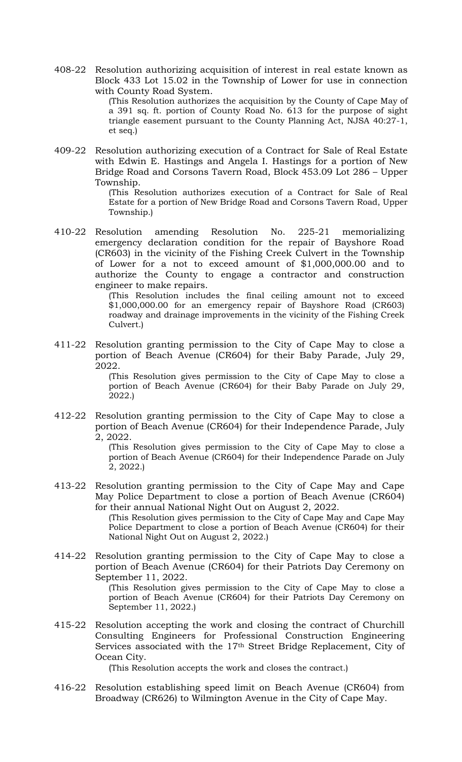408-22 Resolution authorizing acquisition of interest in real estate known as Block 433 Lot 15.02 in the Township of Lower for use in connection with County Road System.

(This Resolution authorizes the acquisition by the County of Cape May of a 391 sq. ft. portion of County Road No. 613 for the purpose of sight triangle easement pursuant to the County Planning Act, NJSA 40:27-1, et seq.)

409-22 Resolution authorizing execution of a Contract for Sale of Real Estate with Edwin E. Hastings and Angela I. Hastings for a portion of New Bridge Road and Corsons Tavern Road, Block 453.09 Lot 286 – Upper Township.

(This Resolution authorizes execution of a Contract for Sale of Real Estate for a portion of New Bridge Road and Corsons Tavern Road, Upper Township.)

410-22 Resolution amending Resolution No. 225-21 memorializing emergency declaration condition for the repair of Bayshore Road (CR603) in the vicinity of the Fishing Creek Culvert in the Township of Lower for a not to exceed amount of $1,000,000.00 and to authorize the County to engage a contractor and construction engineer to make repairs.

(This Resolution includes the final ceiling amount not to exceed $1,000,000.00 for an emergency repair of Bayshore Road (CR603) roadway and drainage improvements in the vicinity of the Fishing Creek Culvert.)

411-22 Resolution granting permission to the City of Cape May to close a portion of Beach Avenue (CR604) for their Baby Parade, July 29, 2022.

(This Resolution gives permission to the City of Cape May to close a portion of Beach Avenue (CR604) for their Baby Parade on July 29, 2022.)

412-22 Resolution granting permission to the City of Cape May to close a portion of Beach Avenue (CR604) for their Independence Parade, July 2, 2022.

(This Resolution gives permission to the City of Cape May to close a portion of Beach Avenue (CR604) for their Independence Parade on July 2, 2022.)

413-22 Resolution granting permission to the City of Cape May and Cape May Police Department to close a portion of Beach Avenue (CR604) for their annual National Night Out on August 2, 2022.

(This Resolution gives permission to the City of Cape May and Cape May Police Department to close a portion of Beach Avenue (CR604) for their National Night Out on August 2, 2022.)

414-22 Resolution granting permission to the City of Cape May to close a portion of Beach Avenue (CR604) for their Patriots Day Ceremony on September 11, 2022.

(This Resolution gives permission to the City of Cape May to close a portion of Beach Avenue (CR604) for their Patriots Day Ceremony on September 11, 2022.)

415-22 Resolution accepting the work and closing the contract of Churchill Consulting Engineers for Professional Construction Engineering Services associated with the 17th Street Bridge Replacement, City of Ocean City.

(This Resolution accepts the work and closes the contract.)

416-22 Resolution establishing speed limit on Beach Avenue (CR604) from Broadway (CR626) to Wilmington Avenue in the City of Cape May.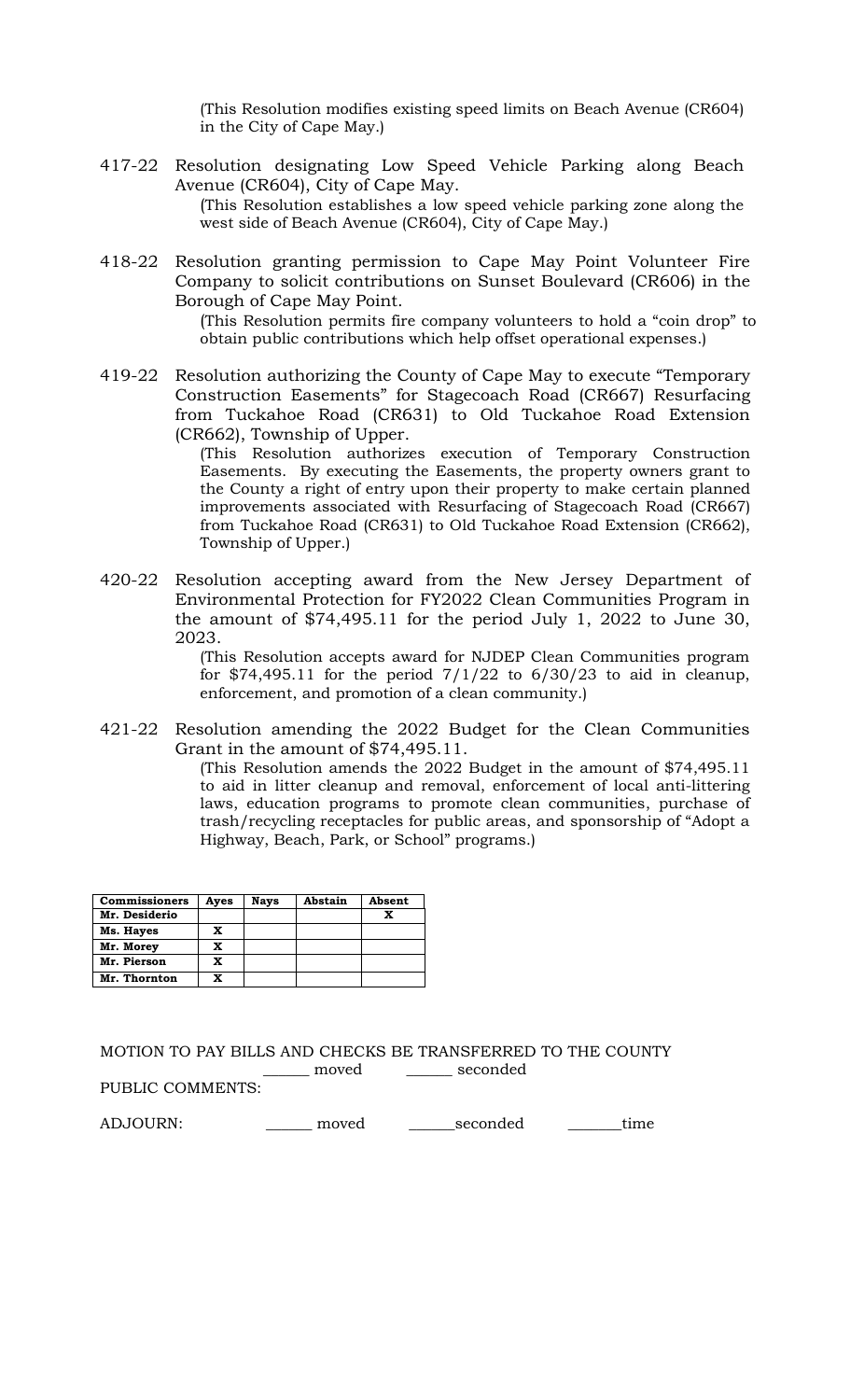(This Resolution modifies existing speed limits on Beach Avenue (CR604) in the City of Cape May.)

417-22 Resolution designating Low Speed Vehicle Parking along Beach Avenue (CR604), City of Cape May.

(This Resolution establishes a low speed vehicle parking zone along the west side of Beach Avenue (CR604), City of Cape May.)

418-22 Resolution granting permission to Cape May Point Volunteer Fire Company to solicit contributions on Sunset Boulevard (CR606) in the Borough of Cape May Point.

(This Resolution permits fire company volunteers to hold a "coin drop" to obtain public contributions which help offset operational expenses.)

419-22 Resolution authorizing the County of Cape May to execute "Temporary Construction Easements" for Stagecoach Road (CR667) Resurfacing from Tuckahoe Road (CR631) to Old Tuckahoe Road Extension (CR662), Township of Upper.

(This Resolution authorizes execution of Temporary Construction Easements. By executing the Easements, the property owners grant to the County a right of entry upon their property to make certain planned improvements associated with Resurfacing of Stagecoach Road (CR667) from Tuckahoe Road (CR631) to Old Tuckahoe Road Extension (CR662), Township of Upper.)

420-22 Resolution accepting award from the New Jersey Department of Environmental Protection for FY2022 Clean Communities Program in the amount of $74,495.11 for the period July 1, 2022 to June 30, 2023.

(This Resolution accepts award for NJDEP Clean Communities program for $74,495.11 for the period 7/1/22 to 6/30/23 to aid in cleanup, enforcement, and promotion of a clean community.)

421-22 Resolution amending the 2022 Budget for the Clean Communities Grant in the amount of $74,495.11.

(This Resolution amends the 2022 Budget in the amount of $74,495.11 to aid in litter cleanup and removal, enforcement of local anti-littering laws, education programs to promote clean communities, purchase of trash/recycling receptacles for public areas, and sponsorship of "Adopt a Highway, Beach, Park, or School" programs.)

| Commissioners | Ayes | Nays | Abstain | Absent |
|---|---|---|---|---|
| Mr. Desiderio | | | | X |
| Ms. Hayes | X | | | |
| Mr. Morey | X | | | |
| Mr. Pierson | X | | | |
| Mr. Thornton | X | | | |

MOTION TO PAY BILLS AND CHECKS BE TRANSFERRED TO THE COUNTY
______ moved ______ seconded

PUBLIC COMMENTS:

ADJOURN: ______ moved ______seconded _______time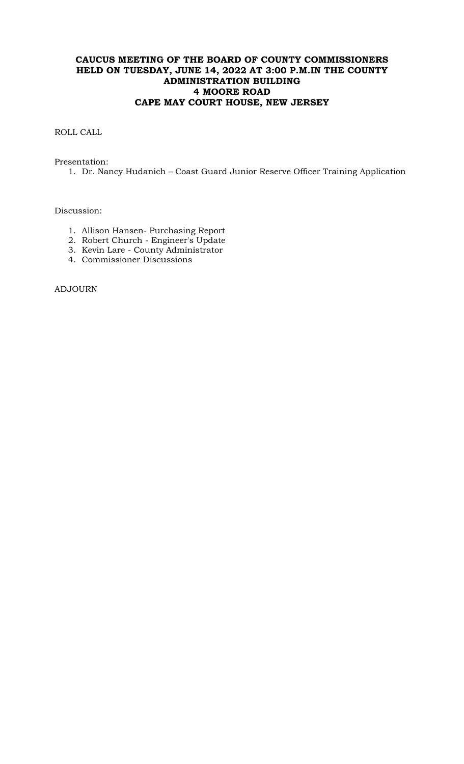# CAUCUS MEETING OF THE BOARD OF COUNTY COMMISSIONERS HELD ON TUESDAY, JUNE 14, 2022 AT 3:00 P.M.IN THE COUNTY ADMINISTRATION BUILDING 4 MOORE ROAD CAPE MAY COURT HOUSE, NEW JERSEY

ROLL CALL

Presentation:

1. Dr. Nancy Hudanich – Coast Guard Junior Reserve Officer Training Application

Discussion:

1. Allison Hansen- Purchasing Report
2. Robert Church - Engineer's Update
3. Kevin Lare - County Administrator
4. Commissioner Discussions

ADJOURN